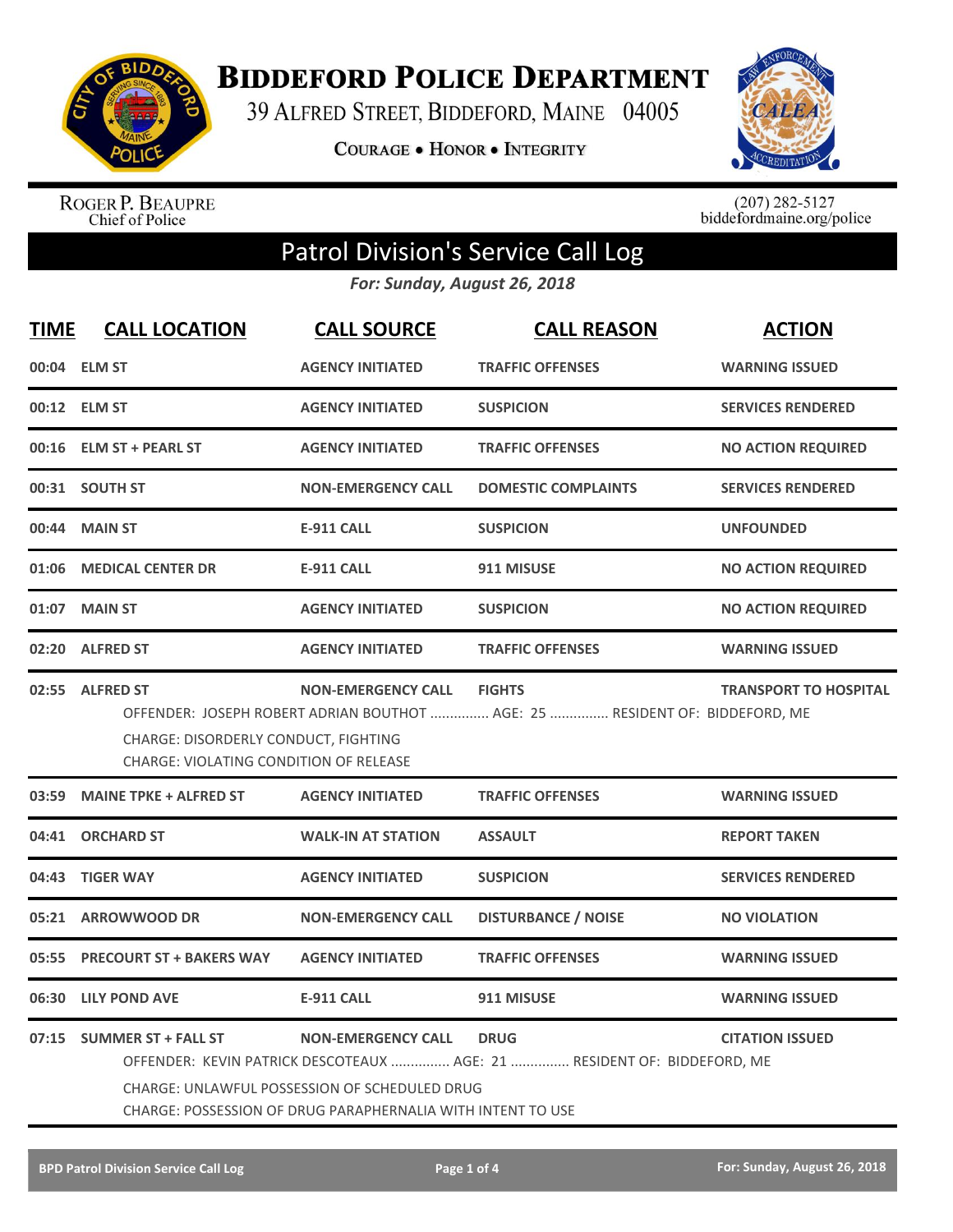# Biddeford Police Department

39 Alfred Street, Biddeford, Maine 04005

Courage • Honor • Integrity

Roger P. Beaupre
Chief of Police

(207) 282-5127
biddefordmaine.org/police

## Patrol Division's Service Call Log

*For: Sunday, August 26, 2018*

| TIME | CALL LOCATION | CALL SOURCE | CALL REASON | ACTION |
|---|---|---|---|---|
| 00:04 | ELM ST | AGENCY INITIATED | TRAFFIC OFFENSES | WARNING ISSUED |
| 00:12 | ELM ST | AGENCY INITIATED | SUSPICION | SERVICES RENDERED |
| 00:16 | ELM ST + PEARL ST | AGENCY INITIATED | TRAFFIC OFFENSES | NO ACTION REQUIRED |
| 00:31 | SOUTH ST | NON-EMERGENCY CALL | DOMESTIC COMPLAINTS | SERVICES RENDERED |
| 00:44 | MAIN ST | E-911 CALL | SUSPICION | UNFOUNDED |
| 01:06 | MEDICAL CENTER DR | E-911 CALL | 911 MISUSE | NO ACTION REQUIRED |
| 01:07 | MAIN ST | AGENCY INITIATED | SUSPICION | NO ACTION REQUIRED |
| 02:20 | ALFRED ST | AGENCY INITIATED | TRAFFIC OFFENSES | WARNING ISSUED |
| 02:55 | ALFRED ST | NON-EMERGENCY CALL | FIGHTS | TRANSPORT TO HOSPITAL |
| | OFFENDER: JOSEPH ROBERT ADRIAN BOUTHOT ............... AGE: 25 ............... RESIDENT OF: BIDDEFORD, ME<br>CHARGE: DISORDERLY CONDUCT, FIGHTING<br>CHARGE: VIOLATING CONDITION OF RELEASE | | | |
| 03:59 | MAINE TPKE + ALFRED ST | AGENCY INITIATED | TRAFFIC OFFENSES | WARNING ISSUED |
| 04:41 | ORCHARD ST | WALK-IN AT STATION | ASSAULT | REPORT TAKEN |
| 04:43 | TIGER WAY | AGENCY INITIATED | SUSPICION | SERVICES RENDERED |
| 05:21 | ARROWWOOD DR | NON-EMERGENCY CALL | DISTURBANCE / NOISE | NO VIOLATION |
| 05:55 | PRECOURT ST + BAKERS WAY | AGENCY INITIATED | TRAFFIC OFFENSES | WARNING ISSUED |
| 06:30 | LILY POND AVE | E-911 CALL | 911 MISUSE | WARNING ISSUED |
| 07:15 | SUMMER ST + FALL ST | NON-EMERGENCY CALL | DRUG | CITATION ISSUED |
| | OFFENDER: KEVIN PATRICK DESCOTEAUX ............... AGE: 21 ............... RESIDENT OF: BIDDEFORD, ME<br>CHARGE: UNLAWFUL POSSESSION OF SCHEDULED DRUG<br>CHARGE: POSSESSION OF DRUG PARAPHERNALIA WITH INTENT TO USE | | | |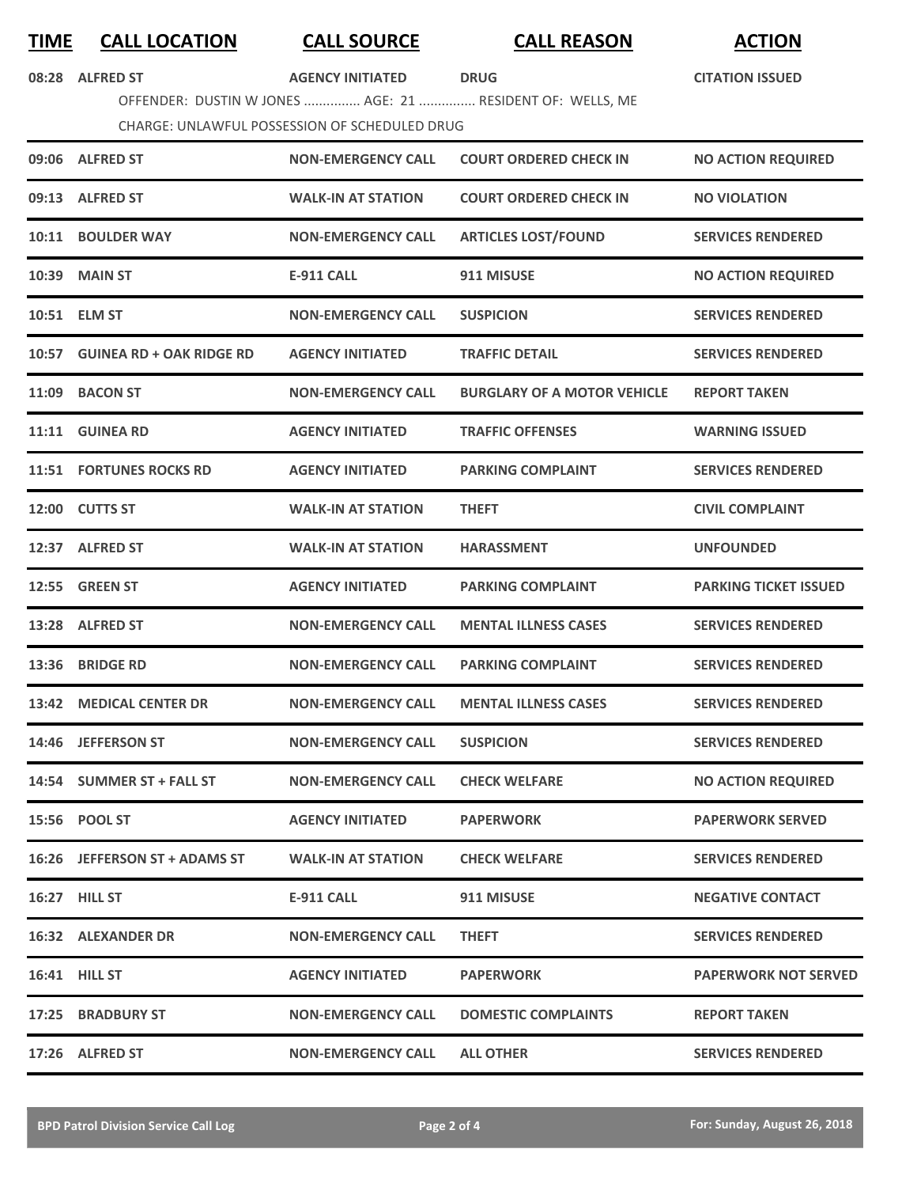| TIME | CALL LOCATION | CALL SOURCE | CALL REASON | ACTION |
|---|---|---|---|---|
| 08:28 | ALFRED ST | AGENCY INITIATED | DRUG | CITATION ISSUED |
| | OFFENDER: DUSTIN W JONES ............... AGE: 21 ............... RESIDENT OF: WELLS, ME | | | |
| | CHARGE: UNLAWFUL POSSESSION OF SCHEDULED DRUG | | | |
| 09:06 | ALFRED ST | NON-EMERGENCY CALL | COURT ORDERED CHECK IN | NO ACTION REQUIRED |
| 09:13 | ALFRED ST | WALK-IN AT STATION | COURT ORDERED CHECK IN | NO VIOLATION |
| 10:11 | BOULDER WAY | NON-EMERGENCY CALL | ARTICLES LOST/FOUND | SERVICES RENDERED |
| 10:39 | MAIN ST | E-911 CALL | 911 MISUSE | NO ACTION REQUIRED |
| 10:51 | ELM ST | NON-EMERGENCY CALL | SUSPICION | SERVICES RENDERED |
| 10:57 | GUINEA RD + OAK RIDGE RD | AGENCY INITIATED | TRAFFIC DETAIL | SERVICES RENDERED |
| 11:09 | BACON ST | NON-EMERGENCY CALL | BURGLARY OF A MOTOR VEHICLE | REPORT TAKEN |
| 11:11 | GUINEA RD | AGENCY INITIATED | TRAFFIC OFFENSES | WARNING ISSUED |
| 11:51 | FORTUNES ROCKS RD | AGENCY INITIATED | PARKING COMPLAINT | SERVICES RENDERED |
| 12:00 | CUTTS ST | WALK-IN AT STATION | THEFT | CIVIL COMPLAINT |
| 12:37 | ALFRED ST | WALK-IN AT STATION | HARASSMENT | UNFOUNDED |
| 12:55 | GREEN ST | AGENCY INITIATED | PARKING COMPLAINT | PARKING TICKET ISSUED |
| 13:28 | ALFRED ST | NON-EMERGENCY CALL | MENTAL ILLNESS CASES | SERVICES RENDERED |
| 13:36 | BRIDGE RD | NON-EMERGENCY CALL | PARKING COMPLAINT | SERVICES RENDERED |
| 13:42 | MEDICAL CENTER DR | NON-EMERGENCY CALL | MENTAL ILLNESS CASES | SERVICES RENDERED |
| 14:46 | JEFFERSON ST | NON-EMERGENCY CALL | SUSPICION | SERVICES RENDERED |
| 14:54 | SUMMER ST + FALL ST | NON-EMERGENCY CALL | CHECK WELFARE | NO ACTION REQUIRED |
| 15:56 | POOL ST | AGENCY INITIATED | PAPERWORK | PAPERWORK SERVED |
| 16:26 | JEFFERSON ST + ADAMS ST | WALK-IN AT STATION | CHECK WELFARE | SERVICES RENDERED |
| 16:27 | HILL ST | E-911 CALL | 911 MISUSE | NEGATIVE CONTACT |
| 16:32 | ALEXANDER DR | NON-EMERGENCY CALL | THEFT | SERVICES RENDERED |
| 16:41 | HILL ST | AGENCY INITIATED | PAPERWORK | PAPERWORK NOT SERVED |
| 17:25 | BRADBURY ST | NON-EMERGENCY CALL | DOMESTIC COMPLAINTS | REPORT TAKEN |
| 17:26 | ALFRED ST | NON-EMERGENCY CALL | ALL OTHER | SERVICES RENDERED |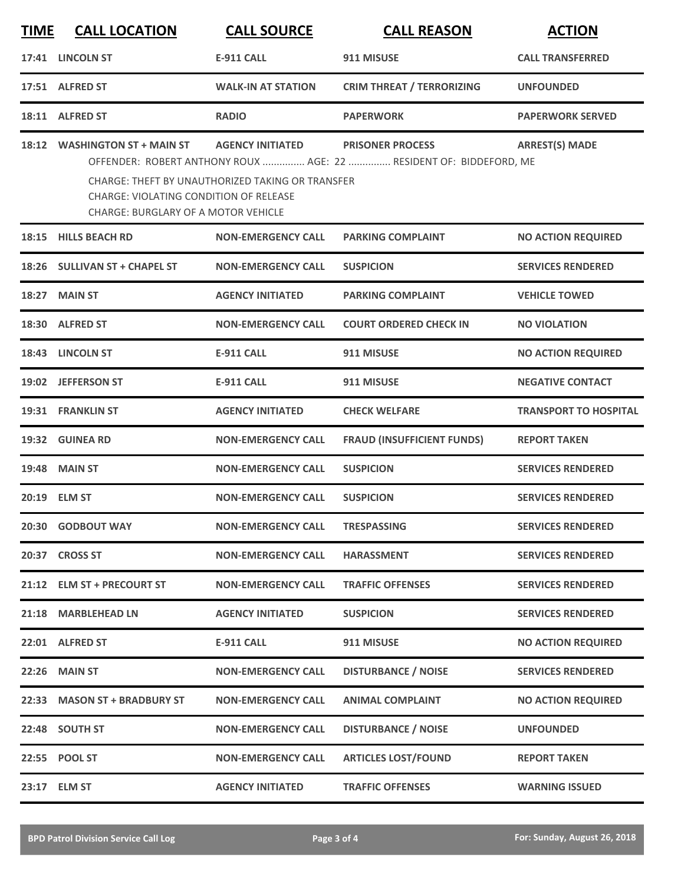| TIME | CALL LOCATION | CALL SOURCE | CALL REASON | ACTION |
|---|---|---|---|---|
| 17:41 | LINCOLN ST | E-911 CALL | 911 MISUSE | CALL TRANSFERRED |
| 17:51 | ALFRED ST | WALK-IN AT STATION | CRIM THREAT / TERRORIZING | UNFOUNDED |
| 18:11 | ALFRED ST | RADIO | PAPERWORK | PAPERWORK SERVED |
| 18:12 | WASHINGTON ST + MAIN ST | AGENCY INITIATED | PRISONER PROCESS | ARREST(S) MADE |
| | OFFENDER: ROBERT ANTHONY ROUX ............... AGE: 22 ............... RESIDENT OF: BIDDEFORD, ME<br>CHARGE: THEFT BY UNAUTHORIZED TAKING OR TRANSFER<br>CHARGE: VIOLATING CONDITION OF RELEASE<br>CHARGE: BURGLARY OF A MOTOR VEHICLE | | | |
| 18:15 | HILLS BEACH RD | NON-EMERGENCY CALL | PARKING COMPLAINT | NO ACTION REQUIRED |
| 18:26 | SULLIVAN ST + CHAPEL ST | NON-EMERGENCY CALL | SUSPICION | SERVICES RENDERED |
| 18:27 | MAIN ST | AGENCY INITIATED | PARKING COMPLAINT | VEHICLE TOWED |
| 18:30 | ALFRED ST | NON-EMERGENCY CALL | COURT ORDERED CHECK IN | NO VIOLATION |
| 18:43 | LINCOLN ST | E-911 CALL | 911 MISUSE | NO ACTION REQUIRED |
| 19:02 | JEFFERSON ST | E-911 CALL | 911 MISUSE | NEGATIVE CONTACT |
| 19:31 | FRANKLIN ST | AGENCY INITIATED | CHECK WELFARE | TRANSPORT TO HOSPITAL |
| 19:32 | GUINEA RD | NON-EMERGENCY CALL | FRAUD (INSUFFICIENT FUNDS) | REPORT TAKEN |
| 19:48 | MAIN ST | NON-EMERGENCY CALL | SUSPICION | SERVICES RENDERED |
| 20:19 | ELM ST | NON-EMERGENCY CALL | SUSPICION | SERVICES RENDERED |
| 20:30 | GODBOUT WAY | NON-EMERGENCY CALL | TRESPASSING | SERVICES RENDERED |
| 20:37 | CROSS ST | NON-EMERGENCY CALL | HARASSMENT | SERVICES RENDERED |
| 21:12 | ELM ST + PRECOURT ST | NON-EMERGENCY CALL | TRAFFIC OFFENSES | SERVICES RENDERED |
| 21:18 | MARBLEHEAD LN | AGENCY INITIATED | SUSPICION | SERVICES RENDERED |
| 22:01 | ALFRED ST | E-911 CALL | 911 MISUSE | NO ACTION REQUIRED |
| 22:26 | MAIN ST | NON-EMERGENCY CALL | DISTURBANCE / NOISE | SERVICES RENDERED |
| 22:33 | MASON ST + BRADBURY ST | NON-EMERGENCY CALL | ANIMAL COMPLAINT | NO ACTION REQUIRED |
| 22:48 | SOUTH ST | NON-EMERGENCY CALL | DISTURBANCE / NOISE | UNFOUNDED |
| 22:55 | POOL ST | NON-EMERGENCY CALL | ARTICLES LOST/FOUND | REPORT TAKEN |
| 23:17 | ELM ST | AGENCY INITIATED | TRAFFIC OFFENSES | WARNING ISSUED |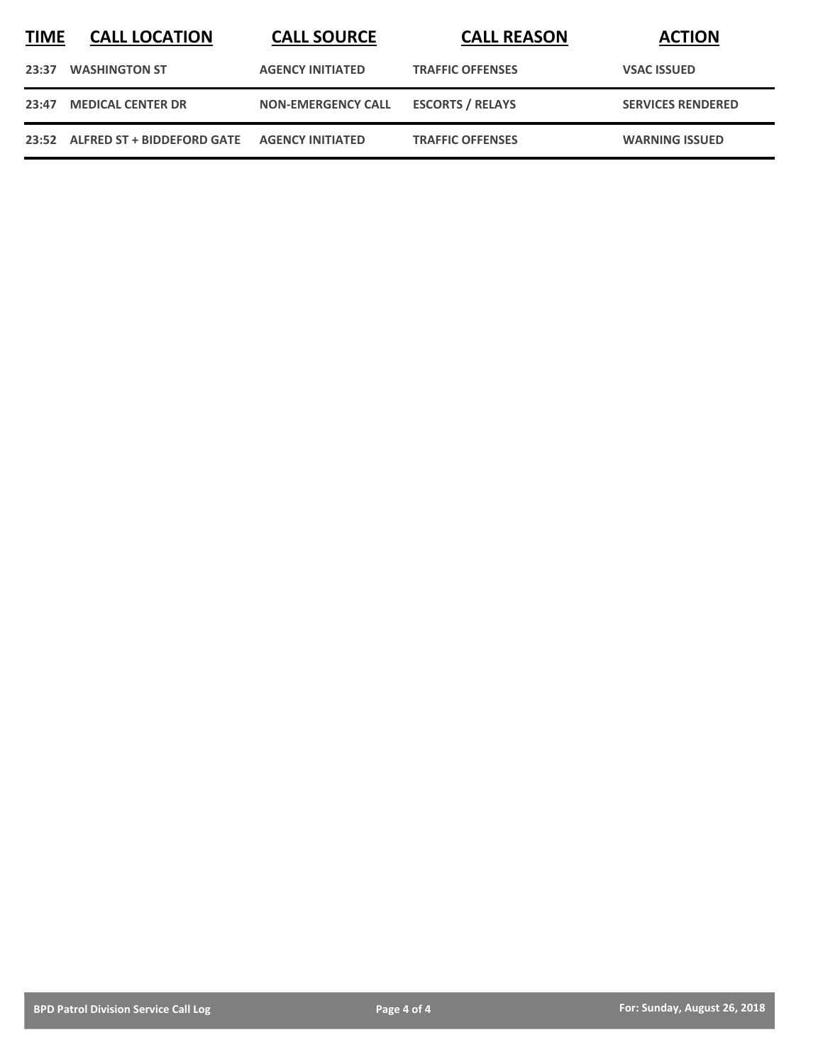| TIME | CALL LOCATION | CALL SOURCE | CALL REASON | ACTION |
|---|---|---|---|---|
| 23:37 | WASHINGTON ST | AGENCY INITIATED | TRAFFIC OFFENSES | VSAC ISSUED |
| 23:47 | MEDICAL CENTER DR | NON-EMERGENCY CALL | ESCORTS / RELAYS | SERVICES RENDERED |
| 23:52 | ALFRED ST + BIDDEFORD GATE | AGENCY INITIATED | TRAFFIC OFFENSES | WARNING ISSUED |